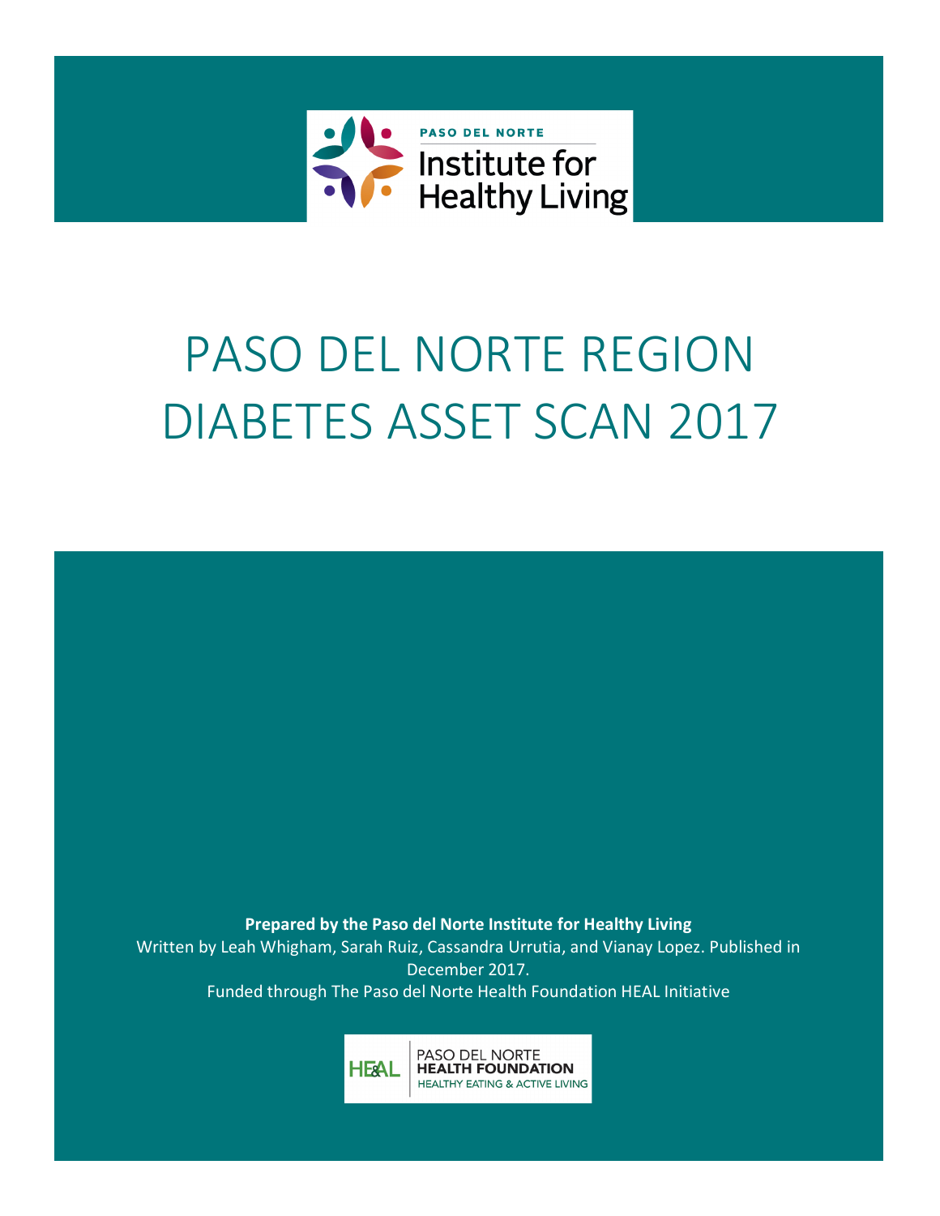PASO DEL NORTE

Institute for Healthy Living

# PASO DEL NORTE REGION DIABETES ASSET SCAN 2017

**Prepared by the Paso del Norte Institute for Healthy Living**

Written by Leah Whigham, Sarah Ruiz, Cassandra Urrutia, and Vianay Lopez. Published in December 2017.

Funded through The Paso del Norte Health Foundation HEAL Initiative

HE&AL | PASO DEL NORTE **HEALTH FOUNDATION** HEALTHY EATING & ACTIVE LIVING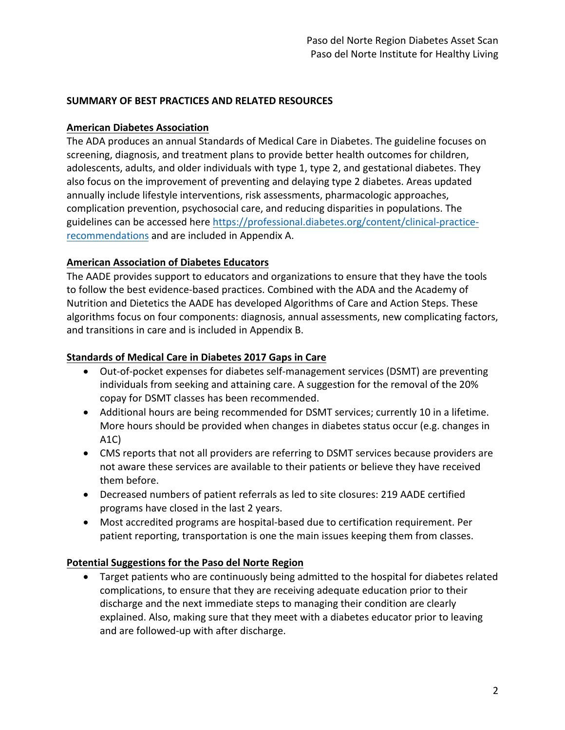## SUMMARY OF BEST PRACTICES AND RELATED RESOURCES

### American Diabetes Association

The ADA produces an annual Standards of Medical Care in Diabetes. The guideline focuses on screening, diagnosis, and treatment plans to provide better health outcomes for children, adolescents, adults, and older individuals with type 1, type 2, and gestational diabetes. They also focus on the improvement of preventing and delaying type 2 diabetes. Areas updated annually include lifestyle interventions, risk assessments, pharmacologic approaches, complication prevention, psychosocial care, and reducing disparities in populations. The guidelines can be accessed here https://professional.diabetes.org/content/clinical-practice-recommendations and are included in Appendix A.

### American Association of Diabetes Educators

The AADE provides support to educators and organizations to ensure that they have the tools to follow the best evidence-based practices. Combined with the ADA and the Academy of Nutrition and Dietetics the AADE has developed Algorithms of Care and Action Steps. These algorithms focus on four components: diagnosis, annual assessments, new complicating factors, and transitions in care and is included in Appendix B.

### Standards of Medical Care in Diabetes 2017 Gaps in Care

- Out-of-pocket expenses for diabetes self-management services (DSMT) are preventing individuals from seeking and attaining care. A suggestion for the removal of the 20% copay for DSMT classes has been recommended.
- Additional hours are being recommended for DSMT services; currently 10 in a lifetime. More hours should be provided when changes in diabetes status occur (e.g. changes in A1C)
- CMS reports that not all providers are referring to DSMT services because providers are not aware these services are available to their patients or believe they have received them before.
- Decreased numbers of patient referrals as led to site closures: 219 AADE certified programs have closed in the last 2 years.
- Most accredited programs are hospital-based due to certification requirement. Per patient reporting, transportation is one the main issues keeping them from classes.

### Potential Suggestions for the Paso del Norte Region

- Target patients who are continuously being admitted to the hospital for diabetes related complications, to ensure that they are receiving adequate education prior to their discharge and the next immediate steps to managing their condition are clearly explained. Also, making sure that they meet with a diabetes educator prior to leaving and are followed-up with after discharge.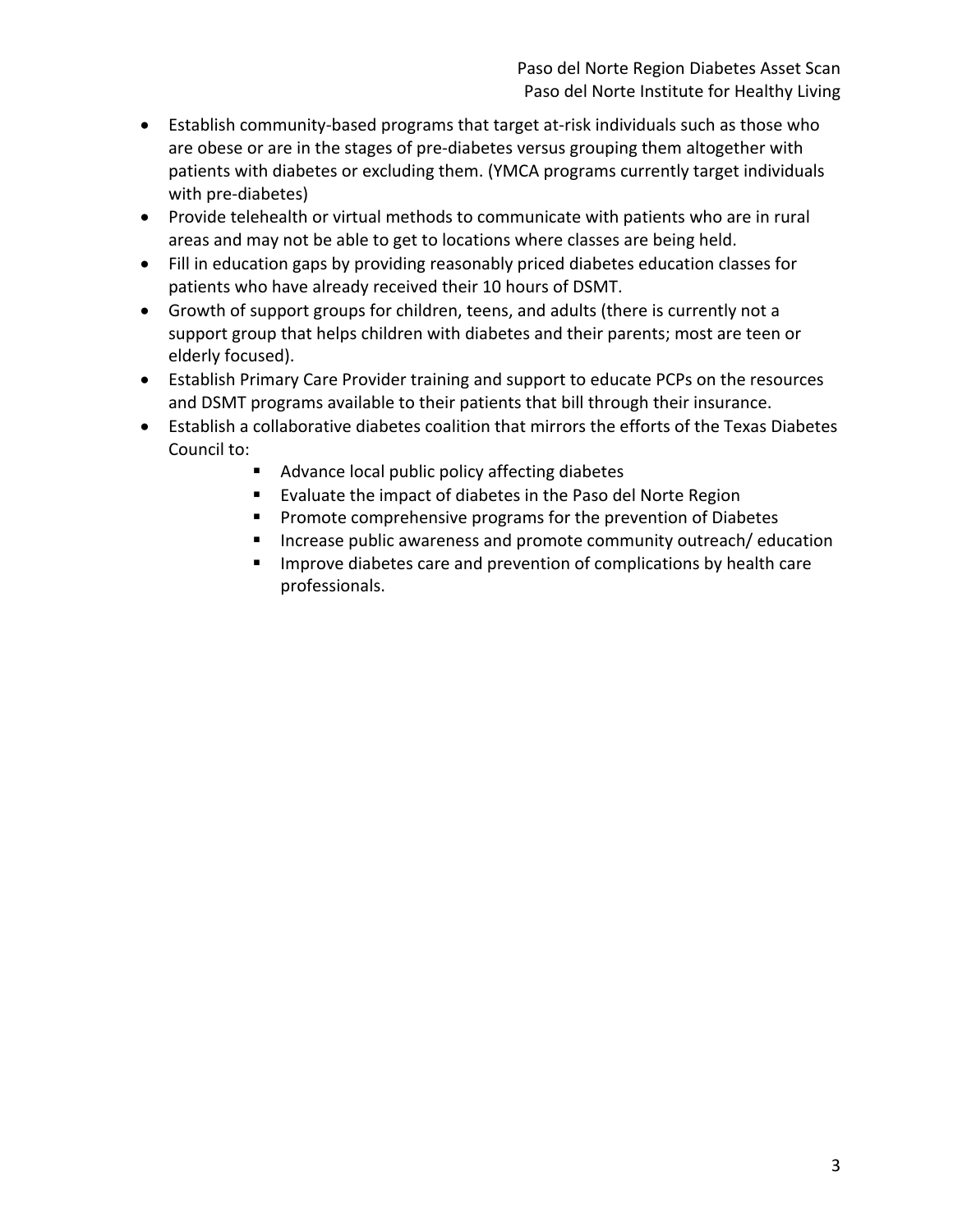- Establish community-based programs that target at-risk individuals such as those who are obese or are in the stages of pre-diabetes versus grouping them altogether with patients with diabetes or excluding them. (YMCA programs currently target individuals with pre-diabetes)
- Provide telehealth or virtual methods to communicate with patients who are in rural areas and may not be able to get to locations where classes are being held.
- Fill in education gaps by providing reasonably priced diabetes education classes for patients who have already received their 10 hours of DSMT.
- Growth of support groups for children, teens, and adults (there is currently not a support group that helps children with diabetes and their parents; most are teen or elderly focused).
- Establish Primary Care Provider training and support to educate PCPs on the resources and DSMT programs available to their patients that bill through their insurance.
- Establish a collaborative diabetes coalition that mirrors the efforts of the Texas Diabetes Council to:
  - Advance local public policy affecting diabetes
  - Evaluate the impact of diabetes in the Paso del Norte Region
  - Promote comprehensive programs for the prevention of Diabetes
  - Increase public awareness and promote community outreach/ education
  - Improve diabetes care and prevention of complications by health care professionals.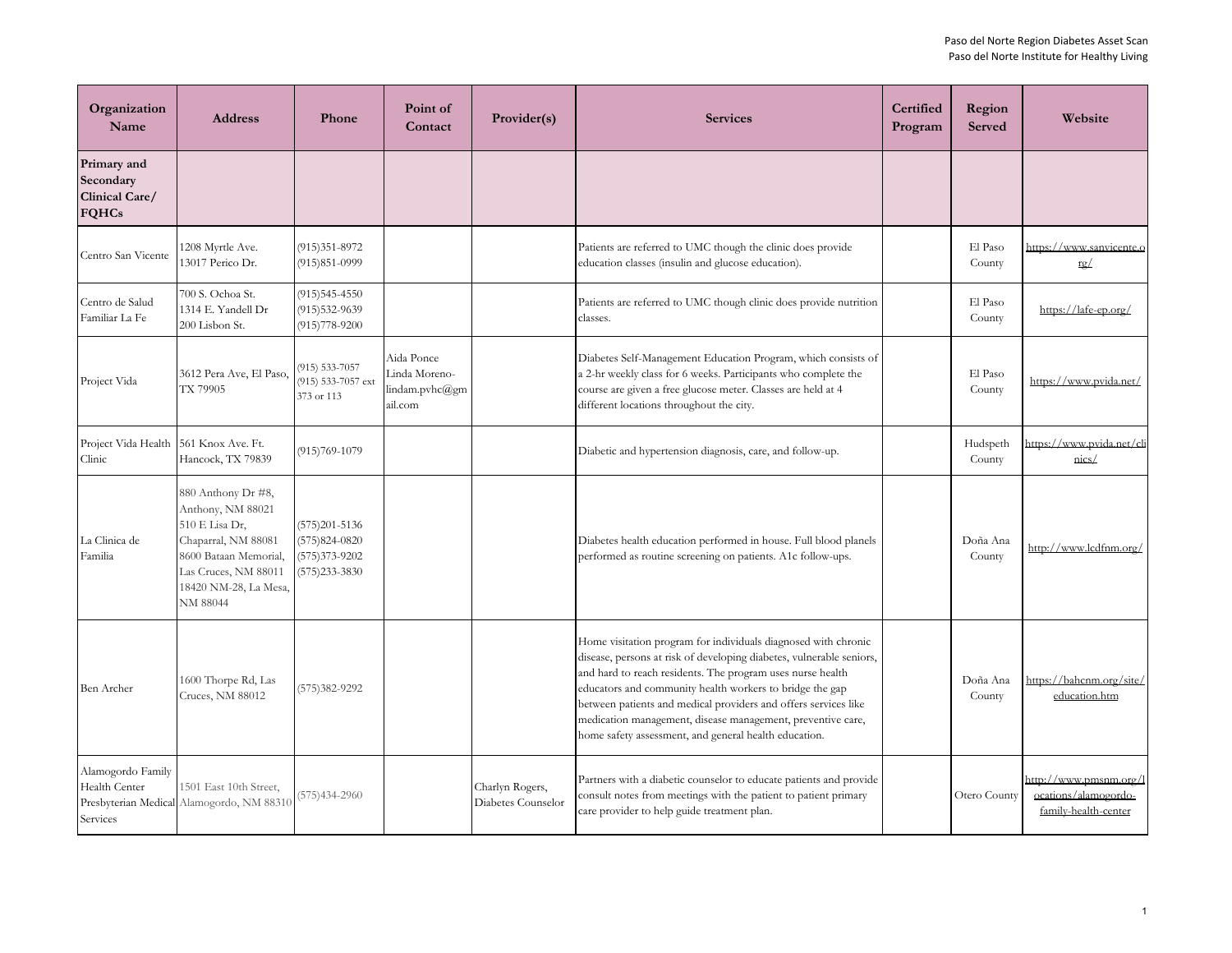| Organization Name | Address | Phone | Point of Contact | Provider(s) | Services | Certified Program | Region Served | Website |
|---|---|---|---|---|---|---|---|---|
| **Primary and Secondary Clinical Care/ FQHCs** | | | | | | | | |
| Centro San Vicente | 1208 Myrtle Ave.<br>13017 Perico Dr. | (915)351-8972<br>(915)851-0999 | | | Patients are referred to UMC though the clinic does provide education classes (insulin and glucose education). | | El Paso County | https://www.sanvicente.org/ |
| Centro de Salud Familiar La Fe | 700 S. Ochoa St.<br>1314 E. Yandell Dr<br>200 Lisbon St. | (915)545-4550<br>(915)532-9639<br>(915)778-9200 | | | Patients are referred to UMC though clinic does provide nutrition classes. | | El Paso County | https://lafe-ep.org/ |
| Project Vida | 3612 Pera Ave, El Paso, TX 79905 | (915) 533-7057<br>(915) 533-7057 ext 373 or 113 | Aida Ponce<br>Linda Moreno-lindam.pvhc@gmail.com | | Diabetes Self-Management Education Program, which consists of a 2-hr weekly class for 6 weeks. Participants who complete the course are given a free glucose meter. Classes are held at 4 different locations throughout the city. | | El Paso County | https://www.pvida.net/ |
| Project Vida Health Clinic | 561 Knox Ave. Ft. Hancock, TX 79839 | (915)769-1079 | | | Diabetic and hypertension diagnosis, care, and follow-up. | | Hudspeth County | https://www.pvida.net/clinics/ |
| La Clinica de Familia | 880 Anthony Dr #8, Anthony, NM 88021<br>510 E Lisa Dr, Chaparral, NM 88081<br>8600 Bataan Memorial, Las Cruces, NM 88011<br>18420 NM-28, La Mesa, NM 88044 | (575)201-5136<br>(575)824-0820<br>(575)373-9202<br>(575)233-3830 | | | Diabetes health education performed in house. Full blood planels performed as routine screening on patients. A1c follow-ups. | | Doña Ana County | http://www.lcdfnm.org/ |
| Ben Archer | 1600 Thorpe Rd, Las Cruces, NM 88012 | (575)382-9292 | | | Home visitation program for individuals diagnosed with chronic disease, persons at risk of developing diabetes, vulnerable seniors, and hard to reach residents. The program uses nurse health educators and community health workers to bridge the gap between patients and medical providers and offers services like medication management, disease management, preventive care, home safety assessment, and general health education. | | Doña Ana County | https://bahcnm.org/site/education.htm |
| Alamogordo Family Health Center Presbyterian Medical Services | 1501 East 10th Street, Alamogordo, NM 88310 | (575)434-2960 | | Charlyn Rogers, Diabetes Counselor | Partners with a diabetic counselor to educate patients and provide consult notes from meetings with the patient to patient primary care provider to help guide treatment plan. | | Otero County | http://www.pmsnm.org/locations/alamogordo-family-health-center |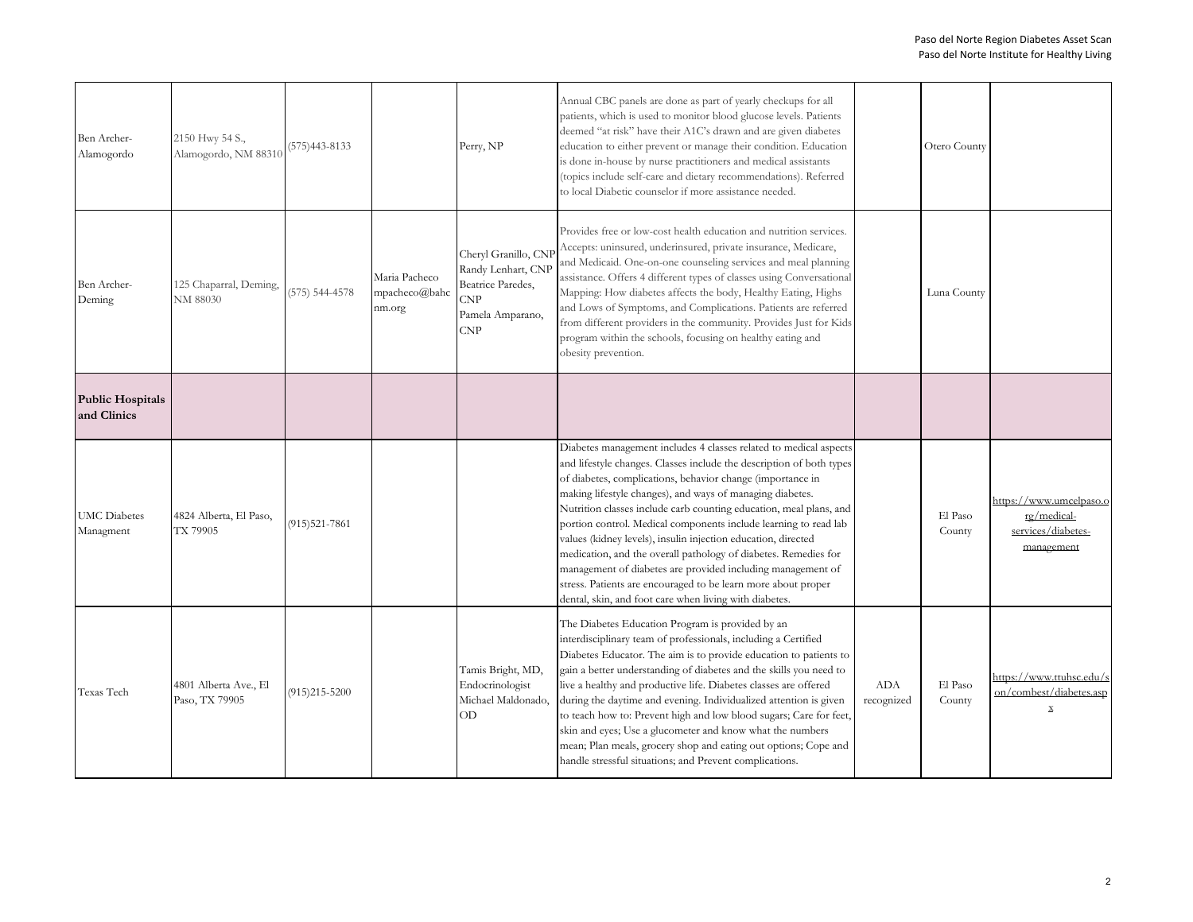| | | | | | | | | |
|---|---|---|---|---|---|---|---|---|
| Ben Archer-Alamogordo | 2150 Hwy 54 S., Alamogordo, NM 88310 | (575)443-8133 | | Perry, NP | Annual CBC panels are done as part of yearly checkups for all patients, which is used to monitor blood glucose levels. Patients deemed "at risk" have their A1C's drawn and are given diabetes education to either prevent or manage their condition. Education is done in-house by nurse practitioners and medical assistants (topics include self-care and dietary recommendations). Referred to local Diabetic counselor if more assistance needed. | | Otero County | |
| Ben Archer-Deming | 125 Chaparral, Deming, NM 88030 | (575) 544-4578 | Maria Pacheco mpacheco@bahcnm.org | Cheryl Granillo, CNP Randy Lenhart, CNP Beatrice Paredes, CNP Pamela Amparano, CNP | Provides free or low-cost health education and nutrition services. Accepts: uninsured, underinsured, private insurance, Medicare, and Medicaid. One-on-one counseling services and meal planning assistance. Offers 4 different types of classes using Conversational Mapping: How diabetes affects the body, Healthy Eating, Highs and Lows of Symptoms, and Complications. Patients are referred from different providers in the community. Provides Just for Kids program within the schools, focusing on healthy eating and obesity prevention. | | Luna County | |
| **Public Hospitals and Clinics** | | | | | | | | |
| UMC Diabetes Managment | 4824 Alberta, El Paso, TX 79905 | (915)521-7861 | | | Diabetes management includes 4 classes related to medical aspects and lifestyle changes. Classes include the description of both types of diabetes, complications, behavior change (importance in making lifestyle changes), and ways of managing diabetes. Nutrition classes include carb counting education, meal plans, and portion control. Medical components include learning to read lab values (kidney levels), insulin injection education, directed medication, and the overall pathology of diabetes. Remedies for management of diabetes are provided including management of stress. Patients are encouraged to be learn more about proper dental, skin, and foot care when living with diabetes. | | El Paso County | https://www.umcelpaso.org/medical-services/diabetes-management |
| Texas Tech | 4801 Alberta Ave., El Paso, TX 79905 | (915)215-5200 | | Tamis Bright, MD, Endocrinologist Michael Maldonado, OD | The Diabetes Education Program is provided by an interdisciplinary team of professionals, including a Certified Diabetes Educator. The aim is to provide education to patients to gain a better understanding of diabetes and the skills you need to live a healthy and productive life. Diabetes classes are offered during the daytime and evening. Individualized attention is given to teach how to: Prevent high and low blood sugars; Care for feet, skin and eyes; Use a glucometer and know what the numbers mean; Plan meals, grocery shop and eating out options; Cope and handle stressful situations; and Prevent complications. | ADA recognized | El Paso County | https://www.ttuhsc.edu/son/combest/diabetes.aspx |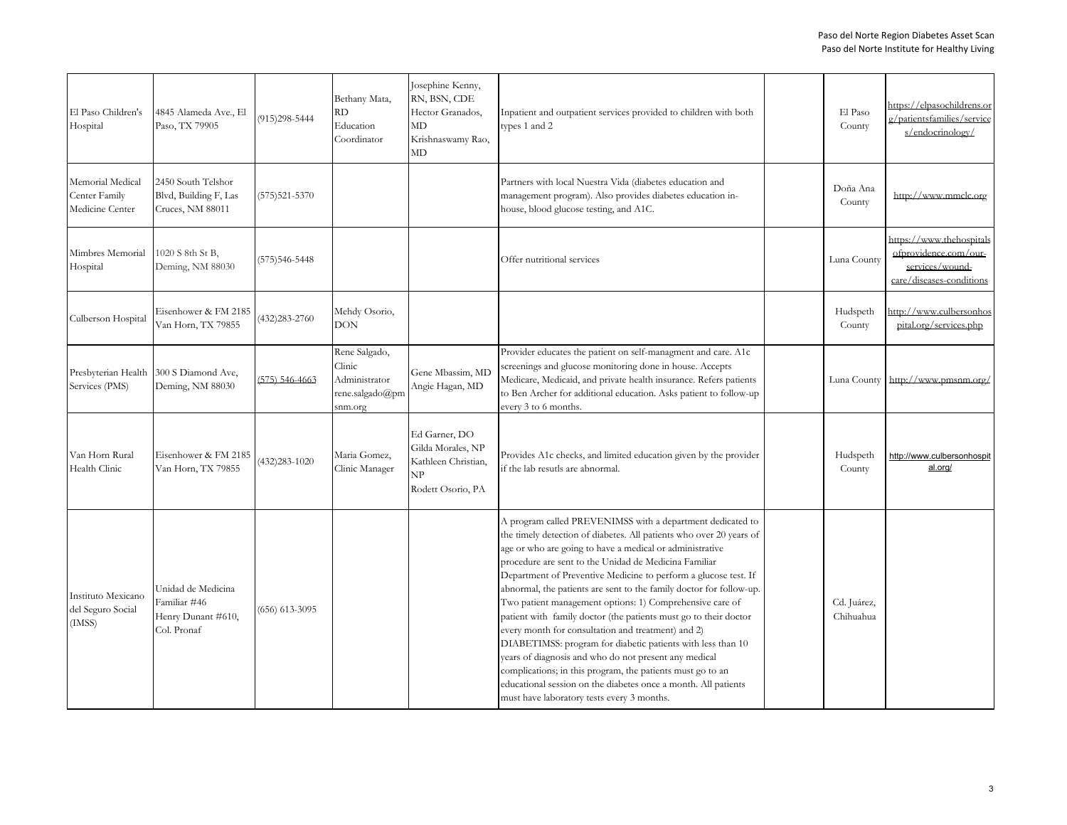| | | | | | | | | |
|---|---|---|---|---|---|---|---|---|
| El Paso Children's Hospital | 4845 Alameda Ave., El Paso, TX 79905 | (915)298-5444 | Bethany Mata, RD Education Coordinator | Josephine Kenny, RN, BSN, CDE Hector Granados, MD Krishnaswamy Rao, MD | Inpatient and outpatient services provided to children with both types 1 and 2 | | El Paso County | https://elpasochildrens.org/patientsfamilies/services/endocrinology/ |
| Memorial Medical Center Family Medicine Center | 2450 South Telshor Blvd, Building F, Las Cruces, NM 88011 | (575)521-5370 | | | Partners with local Nuestra Vida (diabetes education and management program). Also provides diabetes education in-house, blood glucose testing, and A1C. | | Doña Ana County | http://www.mmclc.org |
| Mimbres Memorial Hospital | 1020 S 8th St B, Deming, NM 88030 | (575)546-5448 | | | Offer nutritional services | | Luna County | https://www.thehospitalsofprovidence.com/our-services/wound-care/diseases-conditions |
| Culberson Hospital | Eisenhower & FM 2185 Van Horn, TX 79855 | (432)283-2760 | Mehdy Osorio, DON | | | | Hudspeth County | http://www.culbersonhospital.org/services.php |
| Presbyterian Health Services (PMS) | 300 S Diamond Ave, Deming, NM 88030 | (575) 546-4663 | Rene Salgado, Clinic Administrator rene.salgado@pmsnm.org | Gene Mbassim, MD Angie Hagan, MD | Provider educates the patient on self-managment and care. A1c screenings and glucose monitoring done in house. Accepts Medicare, Medicaid, and private health insurance. Refers patients to Ben Archer for additional education. Asks patient to follow-up every 3 to 6 months. | | Luna County | http://www.pmsnm.org/ |
| Van Horn Rural Health Clinic | Eisenhower & FM 2185 Van Horn, TX 79855 | (432)283-1020 | Maria Gomez, Clinic Manager | Ed Garner, DO Gilda Morales, NP Kathleen Christian, NP Rodett Osorio, PA | Provides A1c checks, and limited education given by the provider if the lab resutls are abnormal. | | Hudspeth County | http://www.culbersonhospital.org/ |
| Instituto Mexicano del Seguro Social (IMSS) | Unidad de Medicina Familiar #46 Henry Dunant #610, Col. Pronaf | (656) 613-3095 | | | A program called PREVENIMSS with a department dedicated to the timely detection of diabetes. All patients who over 20 years of age or who are going to have a medical or administrative procedure are sent to the Unidad de Medicina Familiar Department of Preventive Medicine to perform a glucose test. If abnormal, the patients are sent to the family doctor for follow-up. Two patient management options: 1) Comprehensive care of patient with family doctor (the patients must go to their doctor every month for consultation and treatment) and 2) DIABETIMSS: program for diabetic patients with less than 10 years of diagnosis and who do not present any medical complications; in this program, the patients must go to an educational session on the diabetes once a month. All patients must have laboratory tests every 3 months. | | Cd. Juárez, Chihuahua | |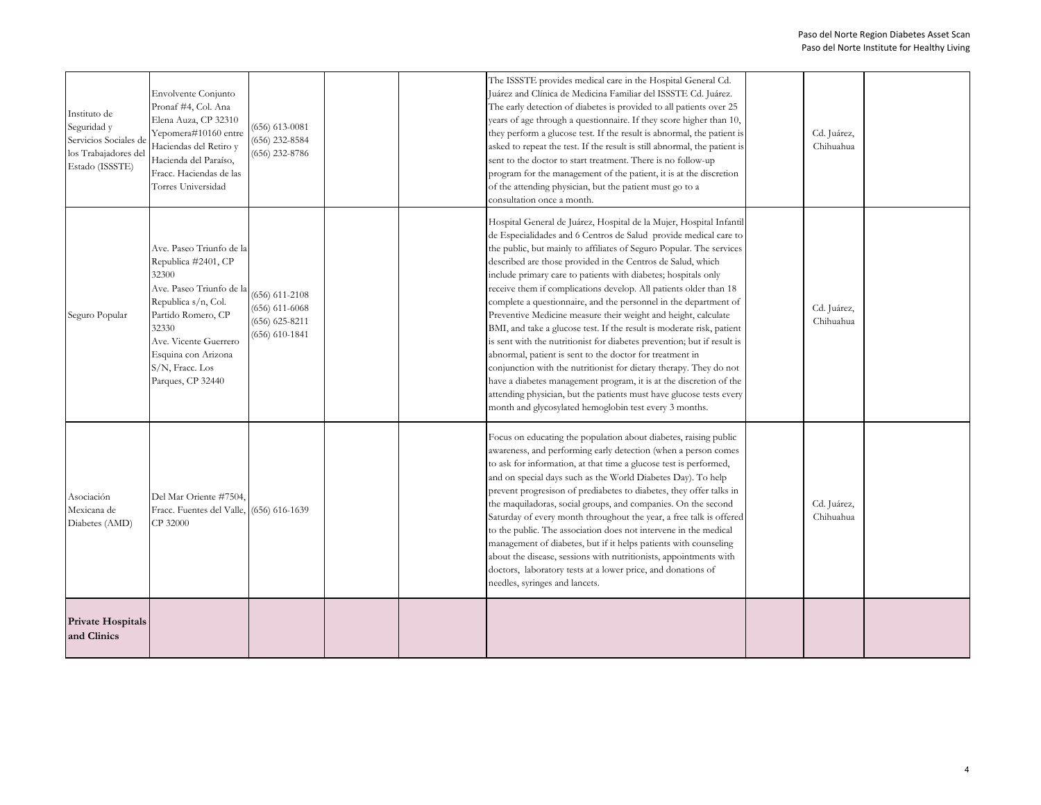| | | | | | | | | |
|---|---|---|---|---|---|---|---|---|
| Instituto de Seguridad y Servicios Sociales de los Trabajadores del Estado (ISSSTE) | Envolvente Conjunto Pronaf #4, Col. Ana Elena Auza, CP 32310 Yepomera#10160 entre Haciendas del Retiro y Hacienda del Paraíso, Fracc. Haciendas de las Torres Universidad | (656) 613-0081 (656) 232-8584 (656) 232-8786 | | | The ISSSTE provides medical care in the Hospital General Cd. Juárez and Clínica de Medicina Familiar del ISSSTE Cd. Juárez. The early detection of diabetes is provided to all patients over 25 years of age through a questionnaire. If they score higher than 10, they perform a glucose test. If the result is abnormal, the patient is asked to repeat the test. If the result is still abnormal, the patient is sent to the doctor to start treatment. There is no follow-up program for the management of the patient, it is at the discretion of the attending physician, but the patient must go to a consultation once a month. | | Cd. Juárez, Chihuahua | |
| Seguro Popular | Ave. Paseo Triunfo de la Republica #2401, CP 32300 Ave. Paseo Triunfo de la Republica s/n, Col. Partido Romero, CP 32330 Ave. Vicente Guerrero Esquina con Arizona S/N, Fracc. Los Parques, CP 32440 | (656) 611-2108 (656) 611-6068 (656) 625-8211 (656) 610-1841 | | | Hospital General de Juárez, Hospital de la Mujer, Hospital Infantil de Especialidades and 6 Centros de Salud provide medical care to the public, but mainly to affiliates of Seguro Popular. The services described are those provided in the Centros de Salud, which include primary care to patients with diabetes; hospitals only receive them if complications develop. All patients older than 18 complete a questionnaire, and the personnel in the department of Preventive Medicine measure their weight and height, calculate BMI, and take a glucose test. If the result is moderate risk, patient is sent with the nutritionist for diabetes prevention; but if result is abnormal, patient is sent to the doctor for treatment in conjunction with the nutritionist for dietary therapy. They do not have a diabetes management program, it is at the discretion of the attending physician, but the patients must have glucose tests every month and glycosylated hemoglobin test every 3 months. | | Cd. Juárez, Chihuahua | |
| Asociación Mexicana de Diabetes (AMD) | Del Mar Oriente #7504, Fracc. Fuentes del Valle, CP 32000 | (656) 616-1639 | | | Focus on educating the population about diabetes, raising public awareness, and performing early detection (when a person comes to ask for information, at that time a glucose test is performed, and on special days such as the World Diabetes Day). To help prevent progresison of prediabetes to diabetes, they offer talks in the maquiladoras, social groups, and companies. On the second Saturday of every month throughout the year, a free talk is offered to the public. The association does not intervene in the medical management of diabetes, but if it helps patients with counseling about the disease, sessions with nutritionists, appointments with doctors, laboratory tests at a lower price, and donations of needles, syringes and lancets. | | Cd. Juárez, Chihuahua | |
| **Private Hospitals and Clinics** | | | | | | | | |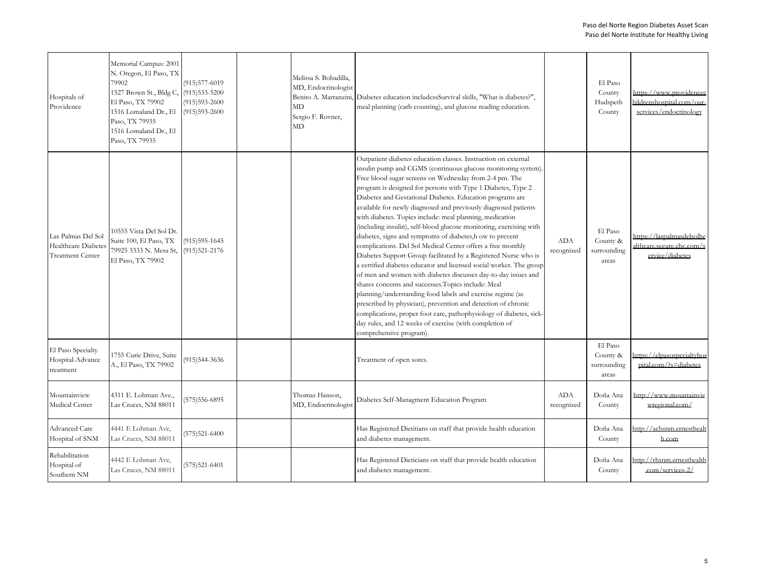| | | | | | | | | |
|---|---|---|---|---|---|---|---|---|
| Hospitals of Providence | Memorial Campus: 2001 N. Oregon, El Paso, TX 79902<br>1527 Brown St., Bldg C, El Paso, TX 79902<br>1516 Lomaland Dr., El Paso, TX 79935<br>1516 Lomaland Dr., El Paso, TX 79935 | (915)577-6019<br>(915)533-5200<br>(915)593-2600<br>(915)593-2600 | | Melissa S. Bobadilla, MD, Endocrinologist<br>Benito A. Marranzini, MD<br>Sergio F. Rovner, MD | Diabetes education includessSurvival skills, "What is diabetes?", meal planning (carb counting), and glucose reading education. | | El Paso County<br>Hudspeth County | https://www.providencechildrenshospital.com/our-services/endocrinology |
| Las Palmas Del Sol Healthcare Diabetes Treatment Center | 10555 Vista Del Sol Dr. Suite 100, El Paso, TX 79925 3333 N. Mesa St, El Paso, TX 79902 | (915)595-1645<br>(915)521-2176 | | | Outpatient diabetes education classes. Instruction on external insulin pump and CGMS (continuous glucose monitoring system). Free blood sugar screens on Wednesday from 2-4 pm. The program is designed for persons with Type 1 Diabetes, Type 2 Diabetes and Gestational Diabetes. Education programs are available for newly diagnosed and previously diagnosed patients with diabetes. Topics include: meal planning, medication (including insulin), self-blood glucose monitoring, exercising with diabetes, signs and symptoms of diabetes,h ow to prevent complications. Del Sol Medical Center offers a free monthly Diabetes Support Group facilitated by a Registered Nurse who is a certified diabetes educator and licensed social worker. The group of men and women with diabetes discusses day-to-day issues and shares concerns and successes.Topics include: Meal planning/understanding food labels and exercise regime (as prescribed by physician), prevention and detection of chronic complications, proper foot care, pathophysiology of diabetes, sick-day rules, and 12 weeks of exercise (with completion of comprehensive program). | ADA recognized | El Paso County & surrounding areas | https://laspalmasdelsolhealthcare.secure.ehc.com/service/diabetes |
| El Paso Specialty Hospital-Advance treatment | 1755 Curie Drive, Suite A., El Paso, TX 79902 | (915)544-3636 | | | Treatment of open sores. | | El Paso County & surrounding areas | https://elpasospecialtyhospital.com/?s=diabetes |
| Mountainview Medical Center | 4311 E. Lohman Ave., Las Cruces, NM 88011 | (575)556-6895 | | Thomas Hanson, MD, Endocrinologist | Diabetes Self-Managment Educaiton Program | ADA recognized | Doña Ana County | http://www.mountainviewregional.com/ |
| Advanced Care Hospital of SNM | 4441 E Lohman Ave, Las Cruces, NM 88011 | (575)521-6400 | | | Has Registered Dietitians on staff that provide health education and diabetes management. | | Doña Ana County | http://achsnm.ernesthealth.com |
| Rehabilitation Hospital of Southern NM | 4442 E Lohman Ave, Las Cruces, NM 88011 | (575)521-6401 | | | Has Registered Dieticians on staff that provide health education and diabetes management. | | Doña Ana County | http://rhsnm.ernesthealth.com/services-2/ |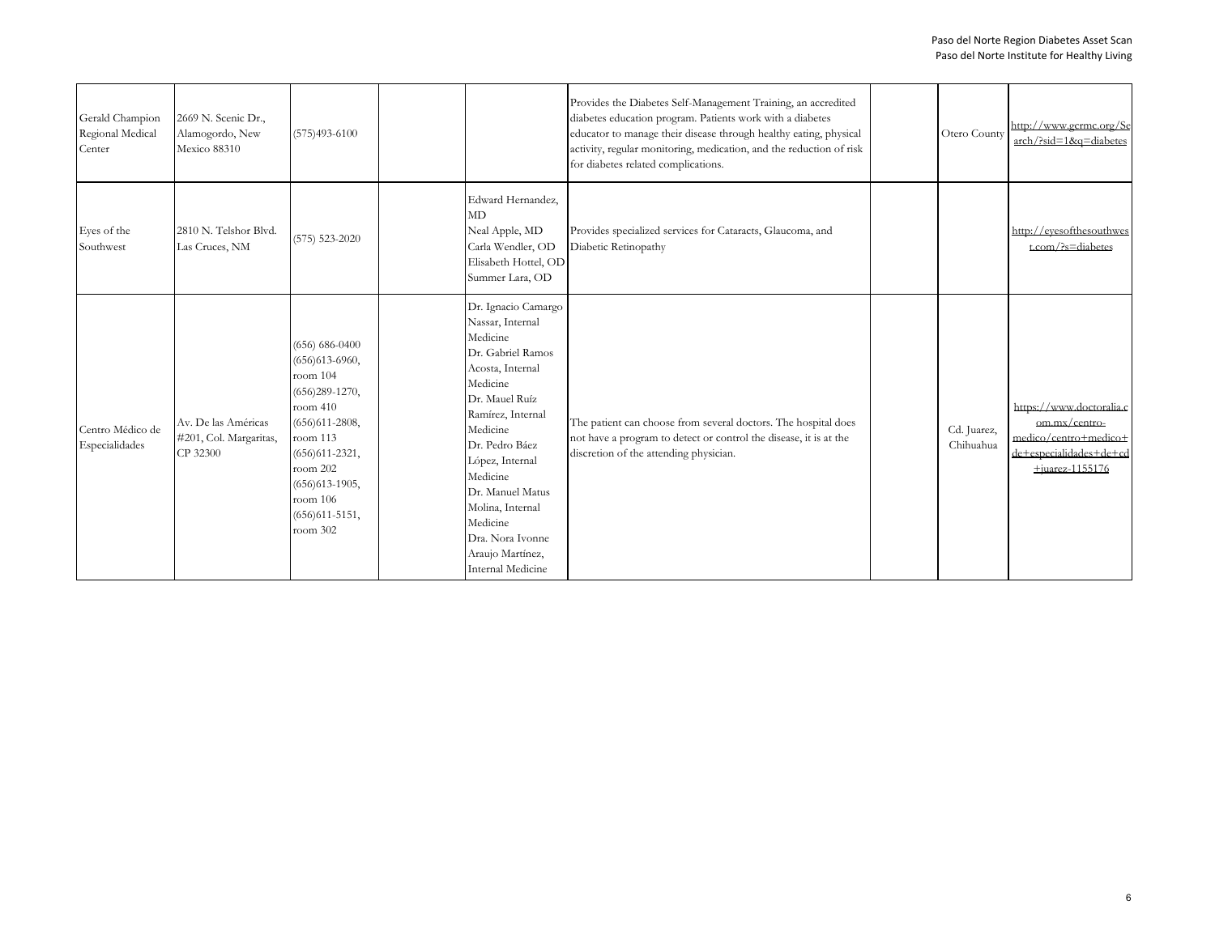| | | | | | | | | |
|---|---|---|---|---|---|---|---|---|
| Gerald Champion Regional Medical Center | 2669 N. Scenic Dr., Alamogordo, New Mexico 88310 | (575)493-6100 | | | Provides the Diabetes Self-Management Training, an accredited diabetes education program. Patients work with a diabetes educator to manage their disease through healthy eating, physical activity, regular monitoring, medication, and the reduction of risk for diabetes related complications. | | Otero County | http://www.gcrmc.org/Search/?sid=1&q=diabetes |
| Eyes of the Southwest | 2810 N. Telshor Blvd. Las Cruces, NM | (575) 523-2020 | | Edward Hernandez, MD<br>Neal Apple, MD<br>Carla Wendler, OD<br>Elisabeth Hottel, OD<br>Summer Lara, OD | Provides specialized services for Cataracts, Glaucoma, and Diabetic Retinopathy | | | http://eyesofthesouthwest.com/?s=diabetes |
| Centro Médico de Especialidades | Av. De las Américas #201, Col. Margaritas, CP 32300 | (656) 686-0400<br>(656)613-6960, room 104<br>(656)289-1270, room 410<br>(656)611-2808, room 113<br>(656)611-2321, room 202<br>(656)613-1905, room 106<br>(656)611-5151, room 302 | | Dr. Ignacio Camargo Nassar, Internal Medicine<br>Dr. Gabriel Ramos Acosta, Internal Medicine<br>Dr. Mauel Ruíz Ramírez, Internal Medicine<br>Dr. Pedro Báez López, Internal Medicine<br>Dr. Manuel Matus Molina, Internal Medicine<br>Dra. Nora Ivonne Araujo Martínez, Internal Medicine | The patient can choose from several doctors. The hospital does not have a program to detect or control the disease, it is at the discretion of the attending physician. | | Cd. Juarez, Chihuahua | https://www.doctoralia.com.mx/centro-medico/centro+medico+de+especialidades+de+cd+juarez-1155176 |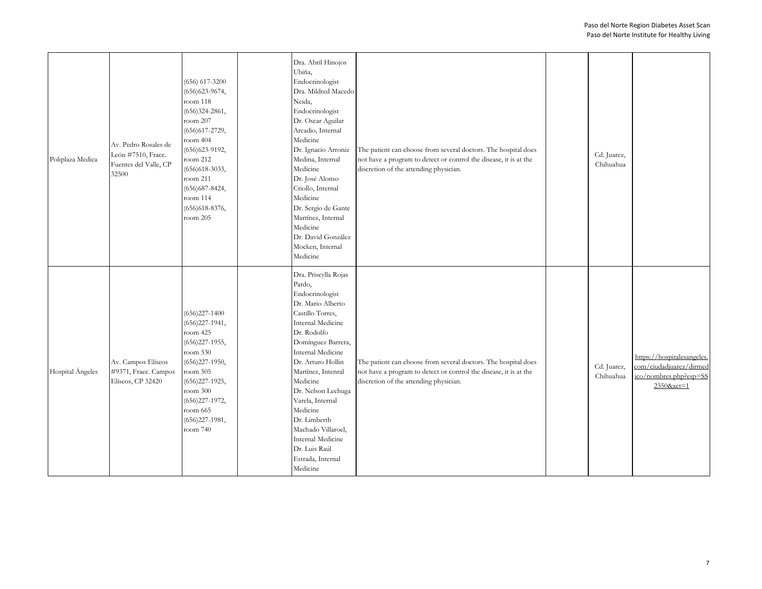| | | | | | | | | |
|---|---|---|---|---|---|---|---|---|
| Poliplaza Medica | Av. Pedro Rosales de León #7510, Fracc. Fuentes del Valle, CP 32500 | (656) 617-3200<br>(656)623-9674, room 118<br>(656)324-2861, room 207<br>(656)617-2729, room 404<br>(656)623-9192, room 212<br>(656)618-3033, room 211<br>(656)687-8424, room 114<br>(656)618-8376, room 205 | | Dra. Abril Hinojos Ubiña, Endocrinologist<br>Dra. Mildred Macedo Neida, Endocrinologist<br>Dr. Oscar Aguilar Arcadio, Internal Medicine<br>Dr. Ignacio Arroniz Medina, Internal Medicine<br>Dr. José Alonso Criollo, Internal Medicine<br>Dr. Sergio de Gante Martínez, Internal Medicine<br>Dr. David González Mocken, Internal Medicine | The patient can choose from several doctors. The hospital does not have a program to detect or control the disease, it is at the discretion of the attending physician. | | Cd. Juarez, Chihuahua | |
| Hospital Ángeles | Av. Campos Elíseos #9371, Fracc. Campos Elíseos, CP 32420 | (656)227-1400<br>(656)227-1941, room 425<br>(656)227-1955, room 530<br>(656)227-1950, room 505<br>(656)227-1925, room 300<br>(656)227-1972, room 665<br>(656)227-1981, room 740 | | Dra. Priscylla Rojas Pardo, Endocrinologist<br>Dr. Mario Alberto Castillo Torres, Internal Medicine<br>Dr. Rodolfo Domínguez Barrera, Internal Medicine<br>Dr. Arturo Hollin Martínez, Interal Medicine<br>Dr. Nelson Lechuga Varela, Internal Medicine<br>Dr. Limberth Machado Villaroel, Internal Medicine<br>Dr. Luis Raúl Estrada, Internal Medicine | The patient can choose from several doctors. The hospital does not have a program to detect or control the disease, it is at the discretion of the attending physician. | | Cd. Juarez, Chihuahua | https://hospitalesangeles.com/ciudadjuarez/dirmedico/nombres.php?esp=SS2350&act=1 |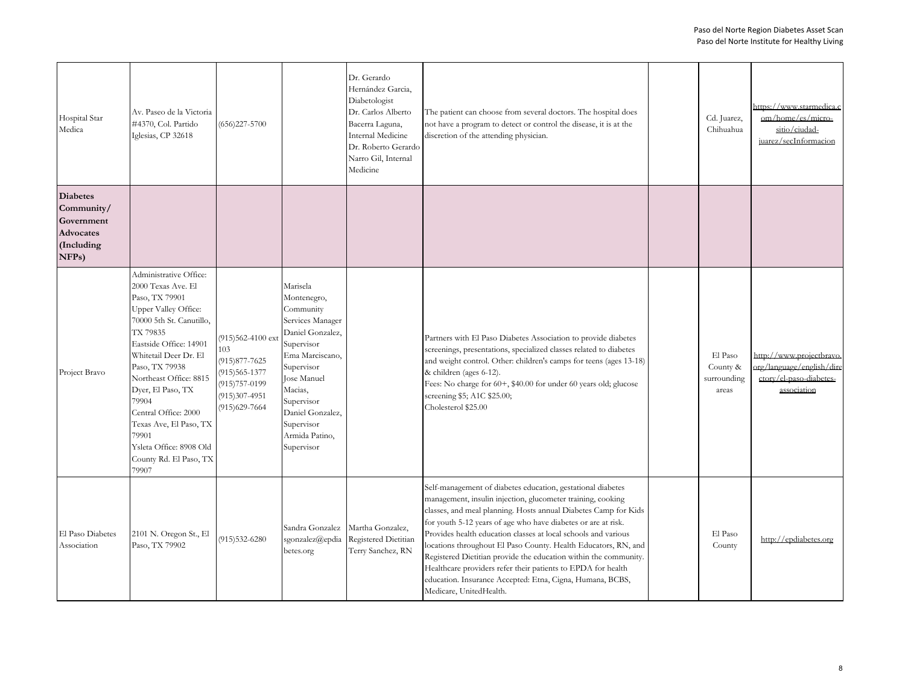| | | | | | | | | |
|---|---|---|---|---|---|---|---|---|
| Hospital Star Medica | Av. Paseo de la Victoria #4370, Col. Partido Iglesias, CP 32618 | (656)227-5700 | | Dr. Gerardo Hernández Garcia, Diabetologist<br>Dr. Carlos Alberto Bacerra Laguna, Internal Medicine<br>Dr. Roberto Gerardo Narro Gil, Internal Medicine | The patient can choose from several doctors. The hospital does not have a program to detect or control the disease, it is at the discretion of the attending physician. | | Cd. Juarez, Chihuahua | https://www.starmedica.com/home/es/micro-sitio/ciudad-juarez/secInformacion |
| **Diabetes Community/ Government Advocates (Including NFPs)** | | | | | | | | |
| Project Bravo | Administrative Office: 2000 Texas Ave. El Paso, TX 79901<br>Upper Valley Office: 70000 5th St. Canutillo, TX 79835<br>Eastside Office: 14901 Whitetail Deer Dr. El Paso, TX 79938<br>Northeast Office: 8815 Dyer, El Paso, TX 79904<br>Central Office: 2000 Texas Ave, El Paso, TX 79901<br>Ysleta Office: 8908 Old County Rd. El Paso, TX 79907 | (915)562-4100 ext 103<br>(915)877-7625<br>(915)565-1377<br>(915)757-0199<br>(915)307-4951<br>(915)629-7664 | Marisela Montenegro, Community Services Manager<br>Daniel Gonzalez, Supervisor<br>Ema Marciscano, Supervisor<br>Jose Manuel Macias, Supervisor<br>Daniel Gonzalez, Supervisor<br>Armida Patino, Supervisor | | Partners with El Paso Diabetes Association to provide diabetes screenings, presentations, specialized classes related to diabetes and weight control. Other: children's camps for teens (ages 13-18) & children (ages 6-12).<br>Fees: No charge for 60+, $40.00 for under 60 years old; glucose screening $5; A1C $25.00;<br>Cholesterol $25.00 | | El Paso County & surrounding areas | http://www.projectbravo.org/language/english/directory/el-paso-diabetes-association |
| El Paso Diabetes Association | 2101 N. Oregon St., El Paso, TX 79902 | (915)532-6280 | Sandra Gonzalez sgonzalez@epdiabetes.org | Martha Gonzalez, Registered Dietitian<br>Terry Sanchez, RN | Self-management of diabetes education, gestational diabetes management, insulin injection, glucometer training, cooking classes, and meal planning. Hosts annual Diabetes Camp for Kids for youth 5-12 years of age who have diabetes or are at risk. Provides health education classes at local schools and various locations throughout El Paso County. Health Educators, RN, and Registered Dietitian provide the education within the community. Healthcare providers refer their patients to EPDA for health education. Insurance Accepted: Etna, Cigna, Humana, BCBS, Medicare, UnitedHealth. | | El Paso County | http://epdiabetes.org |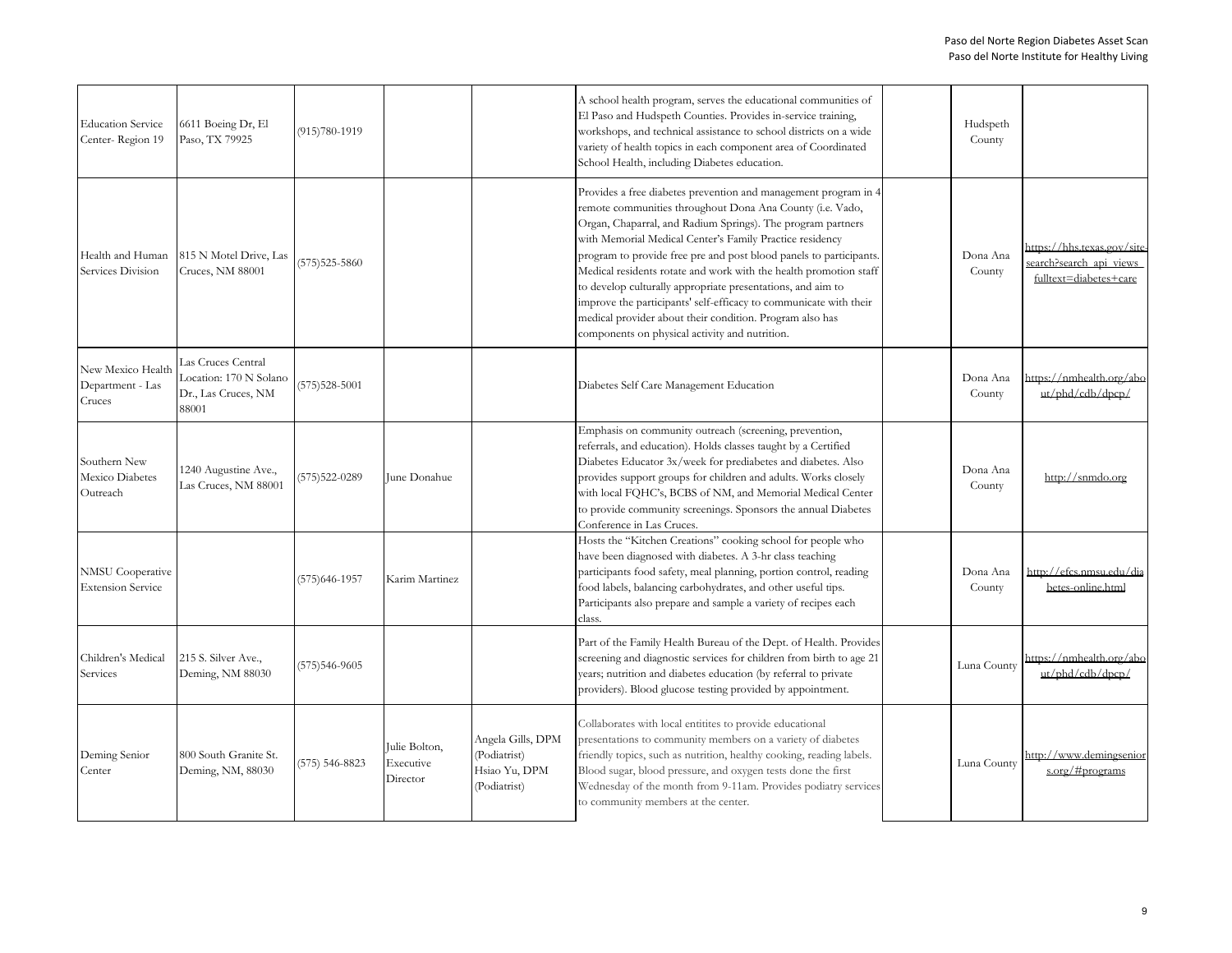| | | | | | | | | |
|---|---|---|---|---|---|---|---|---|
| Education Service Center- Region 19 | 6611 Boeing Dr, El Paso, TX 79925 | (915)780-1919 | | | A school health program, serves the educational communities of El Paso and Hudspeth Counties. Provides in-service training, workshops, and technical assistance to school districts on a wide variety of health topics in each component area of Coordinated School Health, including Diabetes education. | | Hudspeth County | |
| Health and Human Services Division | 815 N Motel Drive, Las Cruces, NM 88001 | (575)525-5860 | | | Provides a free diabetes prevention and management program in 4 remote communities throughout Dona Ana County (i.e. Vado, Organ, Chaparral, and Radium Springs). The program partners with Memorial Medical Center's Family Practice residency program to provide free pre and post blood panels to participants. Medical residents rotate and work with the health promotion staff to develop culturally appropriate presentations, and aim to improve the participants' self-efficacy to communicate with their medical provider about their condition. Program also has components on physical activity and nutrition. | | Dona Ana County | https://hhs.texas.gov/site-search?search_api_views_fulltext=diabetes+care |
| New Mexico Health Department - Las Cruces | Las Cruces Central Location: 170 N Solano Dr., Las Cruces, NM 88001 | (575)528-5001 | | | Diabetes Self Care Management Education | | Dona Ana County | https://nmhealth.org/about/phd/cdb/dpcp/ |
| Southern New Mexico Diabetes Outreach | 1240 Augustine Ave., Las Cruces, NM 88001 | (575)522-0289 | June Donahue | | Emphasis on community outreach (screening, prevention, referrals, and education). Holds classes taught by a Certified Diabetes Educator 3x/week for prediabetes and diabetes. Also provides support groups for children and adults. Works closely with local FQHC's, BCBS of NM, and Memorial Medical Center to provide community screenings. Sponsors the annual Diabetes Conference in Las Cruces. | | Dona Ana County | http://snmdo.org |
| NMSU Cooperative Extension Service | | (575)646-1957 | Karim Martinez | | Hosts the "Kitchen Creations" cooking school for people who have been diagnosed with diabetes. A 3-hr class teaching participants food safety, meal planning, portion control, reading food labels, balancing carbohydrates, and other useful tips. Participants also prepare and sample a variety of recipes each class. | | Dona Ana County | http://efcs.nmsu.edu/diabetes-online.html |
| Children's Medical Services | 215 S. Silver Ave., Deming, NM 88030 | (575)546-9605 | | | Part of the Family Health Bureau of the Dept. of Health. Provides screening and diagnostic services for children from birth to age 21 years; nutrition and diabetes education (by referral to private providers). Blood glucose testing provided by appointment. | | Luna County | https://nmhealth.org/about/phd/cdb/dpcp/ |
| Deming Senior Center | 800 South Granite St. Deming, NM, 88030 | (575) 546-8823 | Julie Bolton, Executive Director | Angela Gills, DPM (Podiatrist) Hsiao Yu, DPM (Podiatrist) | Collaborates with local entitites to provide educational presentations to community members on a variety of diabetes friendly topics, such as nutrition, healthy cooking, reading labels. Blood sugar, blood pressure, and oxygen tests done the first Wednesday of the month from 9-11am. Provides podiatry services to community members at the center. | | Luna County | http://www.demingseniors.org/#programs |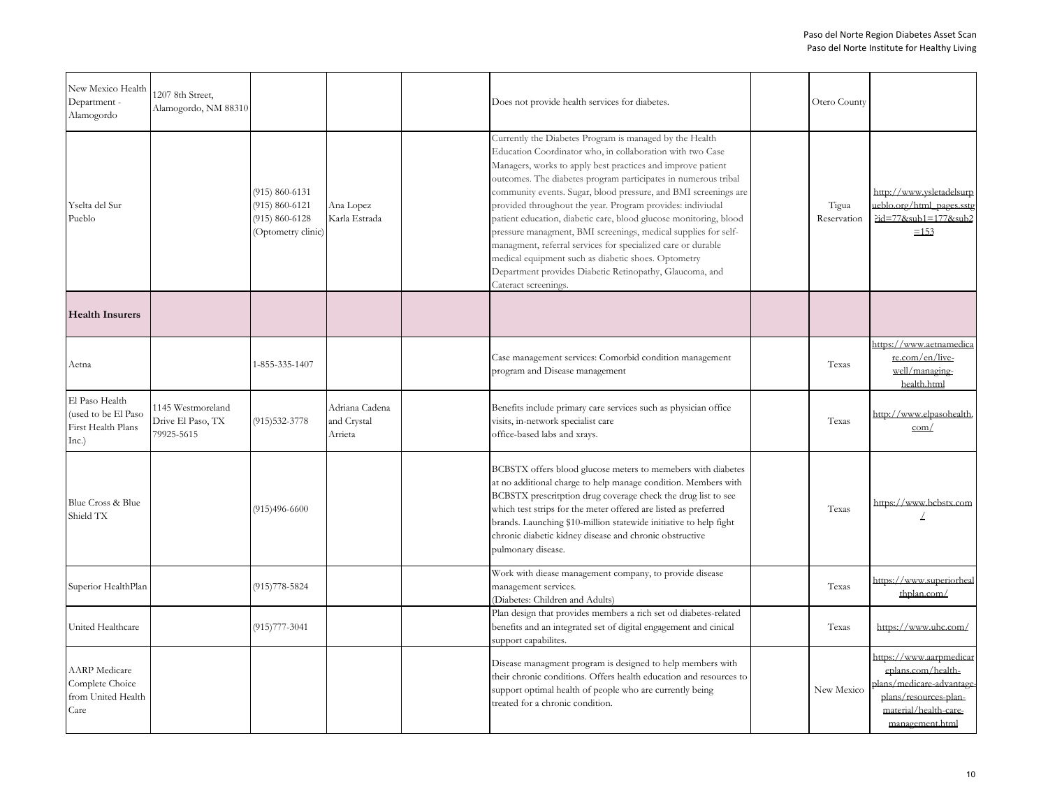| | | | | | | | | |
|---|---|---|---|---|---|---|---|---|
| New Mexico Health Department - Alamogordo | 1207 8th Street, Alamogordo, NM 88310 | | | | Does not provide health services for diabetes. | | Otero County | |
| Yselta del Sur Pueblo | | (915) 860-6131 (915) 860-6121 (915) 860-6128 (Optometry clinic) | Ana Lopez Karla Estrada | | Currently the Diabetes Program is managed by the Health Education Coordinator who, in collaboration with two Case Managers, works to apply best practices and improve patient outcomes. The diabetes program participates in numerous tribal community events. Sugar, blood pressure, and BMI screenings are provided throughout the year. Program provides: indiviudal patient education, diabetic care, blood glucose monitoring, blood pressure managment, BMI screenings, medical supplies for self-managment, referral services for specialized care or durable medical equipment such as diabetic shoes. Optometry Department provides Diabetic Retinopathy, Glaucoma, and Cateract screenings. | | Tigua Reservation | http://www.ysletadelsurpueblo.org/html_pages.sstg?id=77&sub1=177&sub2=153 |
| **Health Insurers** | | | | | | | | |
| Aetna | | 1-855-335-1407 | | | Case management services: Comorbid condition management program and Disease management | | Texas | https://www.aetnamedicare.com/en/live-well/managing-health.html |
| El Paso Health (used to be El Paso First Health Plans Inc.) | 1145 Westmoreland Drive El Paso, TX 79925-5615 | (915)532-3778 | Adriana Cadena and Crystal Arrieta | | Benefits include primary care services such as physician office visits, in-network specialist care office-based labs and xrays. | | Texas | http://www.elpasohealth.com/ |
| Blue Cross & Blue Shield TX | | (915)496-6600 | | | BCBSTX offers blood glucose meters to memebers with diabetes at no additional charge to help manage condition. Members with BCBSTX prescritption drug coverage check the drug list to see which test strips for the meter offered are listed as preferred brands. Launching $10-million statewide initiative to help fight chronic diabetic kidney disease and chronic obstructive pulmonary disease. | | Texas | https://www.bcbstx.com/ |
| Superior HealthPlan | | (915)778-5824 | | | Work with diease management company, to provide disease management services. (Diabetes: Children and Adults) | | Texas | https://www.superiorhealthplan.com/ |
| United Healthcare | | (915)777-3041 | | | Plan design that provides members a rich set od diabetes-related benefits and an integrated set of digital engagement and cinical support capabilites. | | Texas | https://www.uhc.com/ |
| AARP Medicare Complete Choice from United Health Care | | | | | Disease managment program is designed to help members with their chronic conditions. Offers health education and resources to support optimal health of people who are currently being treated for a chronic condition. | | New Mexico | https://www.aarpmedicareplans.com/health-plans/medicare-advantage-plans/resources-plan-material/health-care-management.html |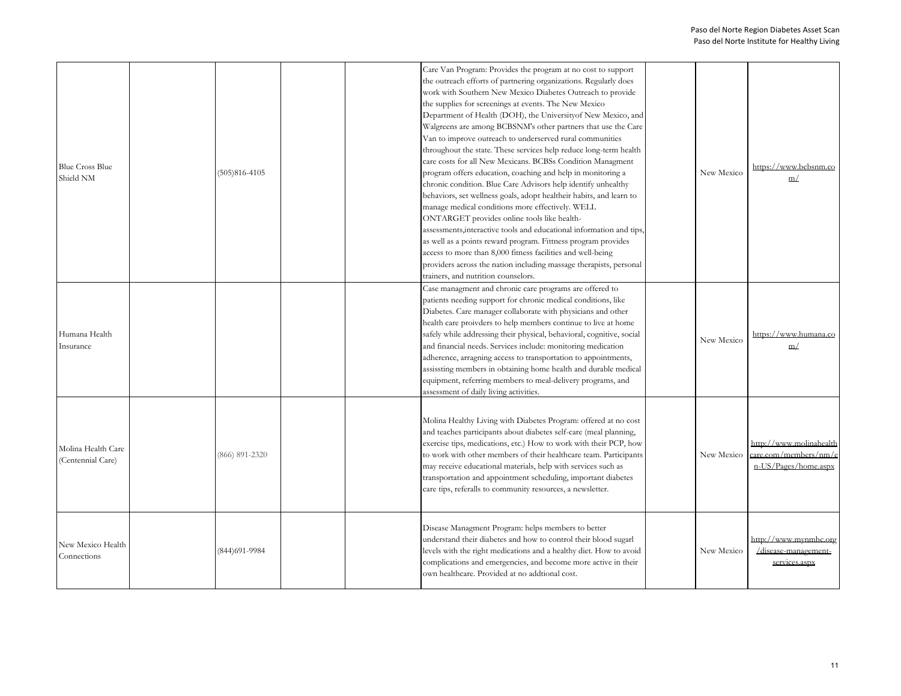| | | | | | | | | |
|---|---|---|---|---|---|---|---|---|
| Blue Cross Blue Shield NM | | (505)816-4105 | | | Care Van Program: Provides the program at no cost to support the outreach efforts of partnering organizations. Regularly does work with Southern New Mexico Diabetes Outreach to provide the supplies for screenings at events. The New Mexico Department of Health (DOH), the Universityof New Mexico, and Walgreens are among BCBSNM's other partners that use the Care Van to improve outreach to underserved rural communities throughout the state. These services help reduce long-term health care costs for all New Mexicans. BCBSs Condition Managment program offers education, coaching and help in monitoring a chronic condition. Blue Care Advisors help identify unhealthy behaviors, set wellness goals, adopt healtheir habits, and learn to manage medical conditions more effectively. WELL ONTARGET provides online tools like health-assessments,interactive tools and educational information and tips, as well as a points reward program. Fittness program provides access to more than 8,000 fitness facilities and well-being providers across the nation including massage therapists, personal trainers, and nutrition counselors. | | New Mexico | https://www.bcbsnm.com/ |
| Humana Health Insurance | | | | | Case managment and chronic care programs are offered to patients needing support for chronic medical conditions, like Diabetes. Care manager collaborate with physicians and other health care proivders to help members continue to live at home safely while addressing their physical, behavioral, cognitive, social and financial needs. Services include: monitoring medication adherence, arragning access to transportation to appointments, assissting members in obtaining home health and durable medical equipment, referring members to meal-delivery programs, and assessment of daily living activities. | | New Mexico | https://www.humana.com/ |
| Molina Health Care (Centennial Care) | | (866) 891-2320 | | | Molina Healthy Living with Diabetes Program: offered at no cost and teaches participants about diabetes self-care (meal planning, exercise tips, medications, etc.) How to work with their PCP, how to work with other members of their healthcare team. Participants may receive educational materials, help with services such as transportation and appointment scheduling, important diabetes care tips, referalls to community resources, a newsletter. | | New Mexico | http://www.molinahealthcare.com/members/nm/en-US/Pages/home.aspx |
| New Mexico Health Connections | | (844)691-9984 | | | Disease Managment Program: helps members to better understand their diabetes and how to control their blood sugarl levels with the right medications and a healthy diet. How to avoid complications and emergencies, and become more active in their own healthcare. Provided at no addtional cost. | | New Mexico | http://www.mynmhc.org/disease-management-services.aspx |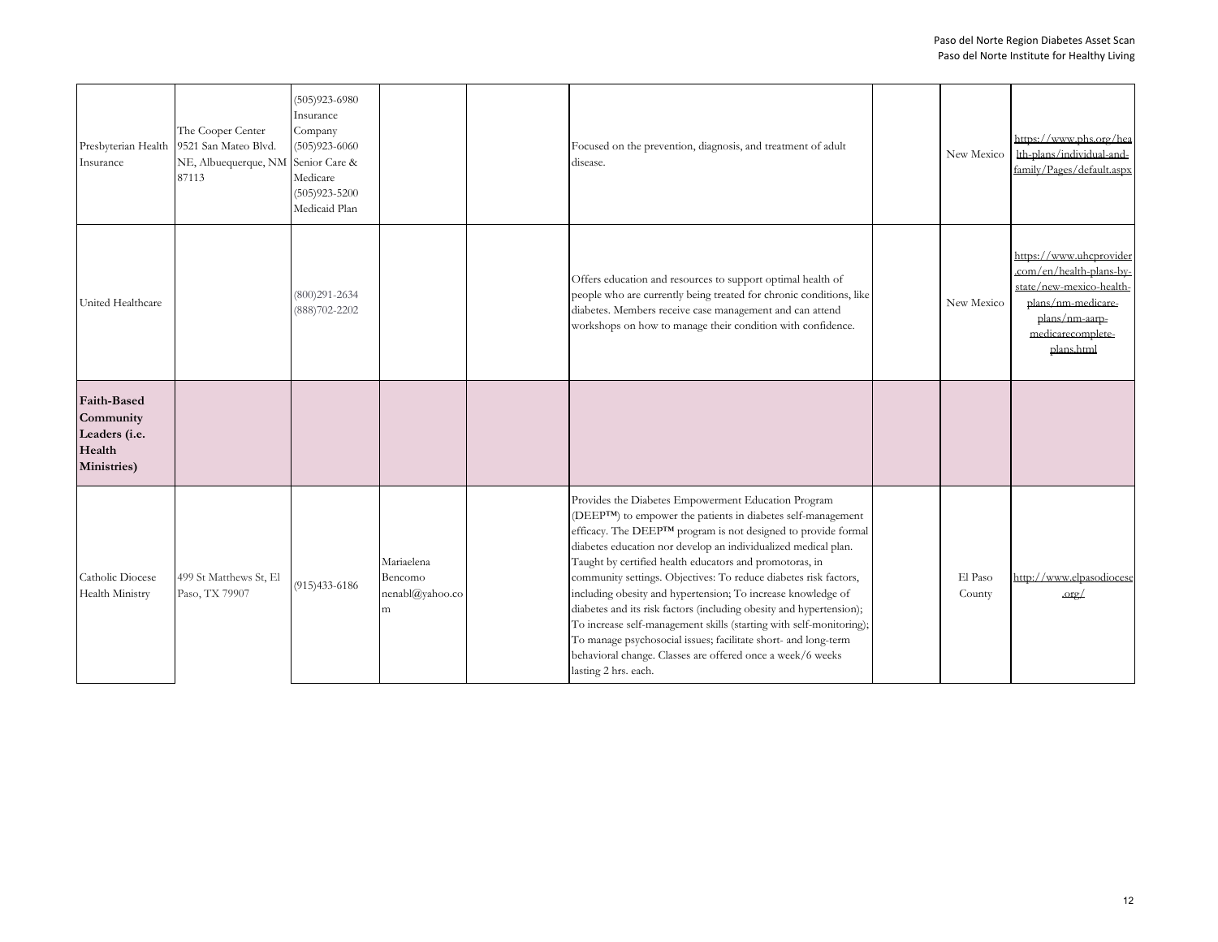| | | | | | | | | |
|---|---|---|---|---|---|---|---|---|
| Presbyterian Health Insurance | The Cooper Center 9521 San Mateo Blvd. NE, Albuequerque, NM 87113 | (505)923-6980 Insurance Company (505)923-6060 Senior Care & Medicare (505)923-5200 Medicaid Plan | | | Focused on the prevention, diagnosis, and treatment of adult disease. | | New Mexico | https://www.phs.org/health-plans/individual-and-family/Pages/default.aspx |
| United Healthcare | | (800)291-2634 (888)702-2202 | | | Offers education and resources to support optimal health of people who are currently being treated for chronic conditions, like diabetes. Members receive case management and can attend workshops on how to manage their condition with confidence. | | New Mexico | https://www.uhcprovider.com/en/health-plans-by-state/new-mexico-health-plans/nm-medicare-plans/nm-aarp-medicarecomplete-plans.html |
| **Faith-Based Community Leaders (i.e. Health Ministries)** | | | | | | | | |
| Catholic Diocese Health Ministry | 499 St Matthews St, El Paso, TX 79907 | (915)433-6186 | Mariaelena Bencomo nenabl@yahoo.com | | Provides the Diabetes Empowerment Education Program (DEEP™) to empower the patients in diabetes self-management efficacy. The DEEP™ program is not designed to provide formal diabetes education nor develop an individualized medical plan. Taught by certified health educators and promotoras, in community settings. Objectives: To reduce diabetes risk factors, including obesity and hypertension; To increase knowledge of diabetes and its risk factors (including obesity and hypertension); To increase self-management skills (starting with self-monitoring); To manage psychosocial issues; facilitate short- and long-term behavioral change. Classes are offered once a week/6 weeks lasting 2 hrs. each. | | El Paso County | http://www.elpasodiocese.org/ |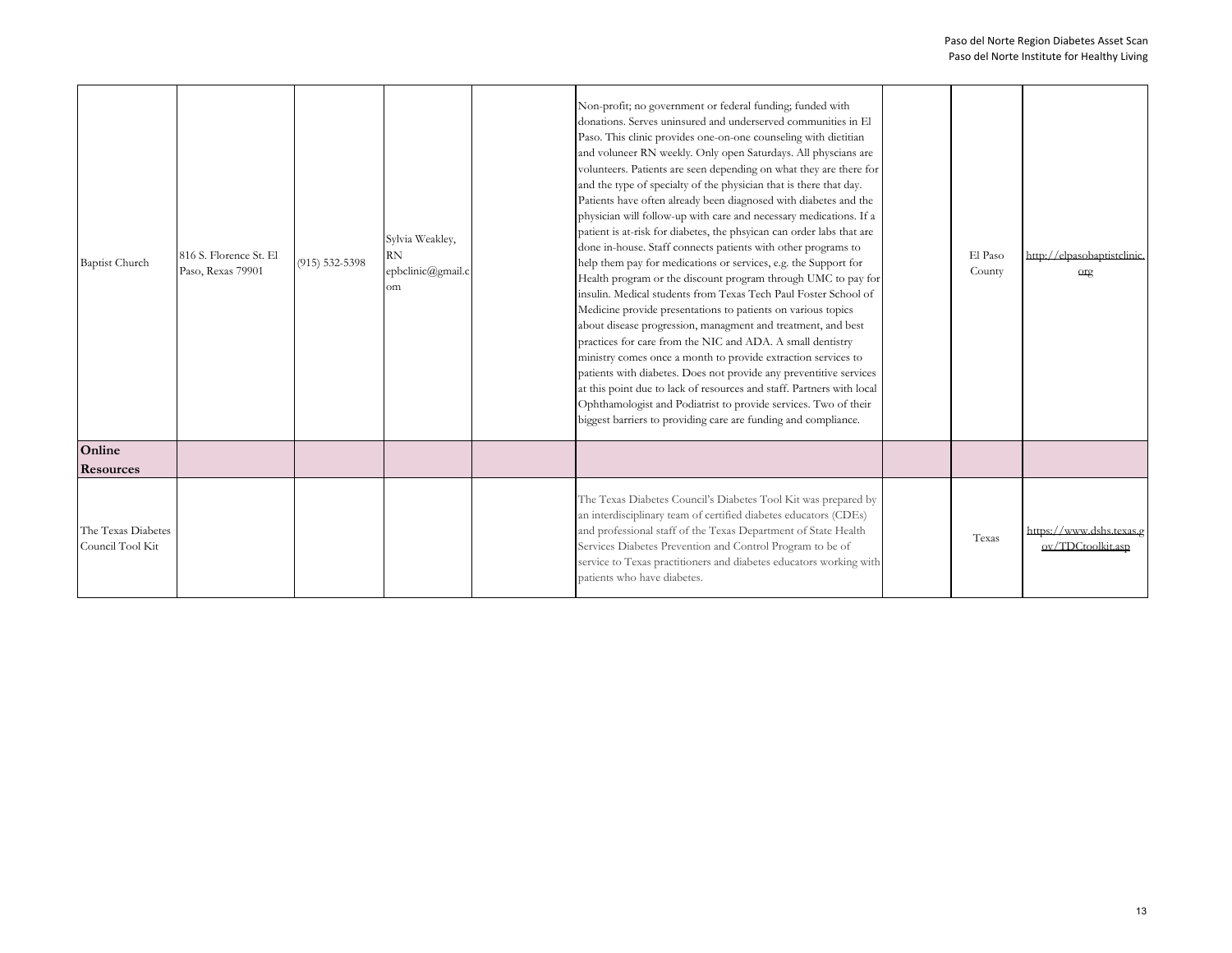| | | | | | | | | |
|---|---|---|---|---|---|---|---|---|
| Baptist Church | 816 S. Florence St. El Paso, Rexas 79901 | (915) 532-5398 | Sylvia Weakley, RN epbclinic@gmail.com | | Non-profit; no government or federal funding; funded with donations. Serves uninsured and underserved communities in El Paso. This clinic provides one-on-one counseling with dietitian and voluneer RN weekly. Only open Saturdays. All physcians are volunteers. Patients are seen depending on what they are there for and the type of specialty of the physician that is there that day. Patients have often already been diagnosed with diabetes and the physician will follow-up with care and necessary medications. If a patient is at-risk for diabetes, the phsyican can order labs that are done in-house. Staff connects patients with other programs to help them pay for medications or services, e.g. the Support for Health program or the discount program through UMC to pay for insulin. Medical students from Texas Tech Paul Foster School of Medicine provide presentations to patients on various topics about disease progression, managment and treatment, and best practices for care from the NIC and ADA. A small dentistry ministry comes once a month to provide extraction services to patients with diabetes. Does not provide any preventitive services at this point due to lack of resources and staff. Partners with local Ophthamologist and Podiatrist to provide services. Two of their biggest barriers to providing care are funding and compliance. | | El Paso County | http://elpasobaptistclinic.org |
| **Online Resources** | | | | | | | | |
| The Texas Diabetes Council Tool Kit | | | | | The Texas Diabetes Council's Diabetes Tool Kit was prepared by an interdisciplinary team of certified diabetes educators (CDEs) and professional staff of the Texas Department of State Health Services Diabetes Prevention and Control Program to be of service to Texas practitioners and diabetes educators working with patients who have diabetes. | | Texas | https://www.dshs.texas.gov/TDCtoolkit.asp |